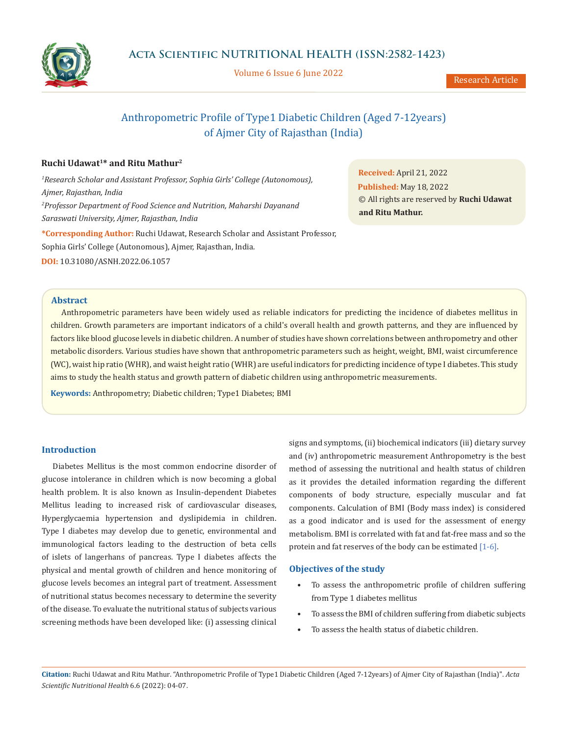# Anthropometric Profile of Type1 Diabetic Children (Aged 7-12years) of Ajmer City of Rajasthan (India)

**Ruchi Udawat[1]* and Ritu Mathur[2]**

*[1]Research Scholar and Assistant Professor, Sophia Girls' College (Autonomous), Ajmer, Rajasthan, India*

*[2]Professor Department of Food Science and Nutrition, Maharshi Dayanand Saraswati University, Ajmer, Rajasthan, India*

***Corresponding Author:** Ruchi Udawat, Research Scholar and Assistant Professor, Sophia Girls' College (Autonomous), Ajmer, Rajasthan, India.

**DOI:** 10.31080/ASNH.2022.06.1057

**Received:** April 21, 2022
**Published:** May 18, 2022
© All rights are reserved by **Ruchi Udawat and Ritu Mathur.**

## Abstract

Anthropometric parameters have been widely used as reliable indicators for predicting the incidence of diabetes mellitus in children. Growth parameters are important indicators of a child's overall health and growth patterns, and they are influenced by factors like blood glucose levels in diabetic children. A number of studies have shown correlations between anthropometry and other metabolic disorders. Various studies have shown that anthropometric parameters such as height, weight, BMI, waist circumference (WC), waist hip ratio (WHR), and waist height ratio (WHR) are useful indicators for predicting incidence of type I diabetes. This study aims to study the health status and growth pattern of diabetic children using anthropometric measurements.

**Keywords:** Anthropometry; Diabetic children; Type1 Diabetes; BMI

## Introduction

Diabetes Mellitus is the most common endocrine disorder of glucose intolerance in children which is now becoming a global health problem. It is also known as Insulin-dependent Diabetes Mellitus leading to increased risk of cardiovascular diseases, Hyperglycaemia hypertension and dyslipidemia in children. Type I diabetes may develop due to genetic, environmental and immunological factors leading to the destruction of beta cells of islets of langerhans of pancreas. Type I diabetes affects the physical and mental growth of children and hence monitoring of glucose levels becomes an integral part of treatment. Assessment of nutritional status becomes necessary to determine the severity of the disease. To evaluate the nutritional status of subjects various screening methods have been developed like: (i) assessing clinical signs and symptoms, (ii) biochemical indicators (iii) dietary survey and (iv) anthropometric measurement Anthropometry is the best method of assessing the nutritional and health status of children as it provides the detailed information regarding the different components of body structure, especially muscular and fat components. Calculation of BMI (Body mass index) is considered as a good indicator and is used for the assessment of energy metabolism. BMI is correlated with fat and fat-free mass and so the protein and fat reserves of the body can be estimated [1-6].

## Objectives of the study

- To assess the anthropometric profile of children suffering from Type 1 diabetes mellitus
- To assess the BMI of children suffering from diabetic subjects
- To assess the health status of diabetic children.

**Citation:** Ruchi Udawat and Ritu Mathur. "Anthropometric Profile of Type1 Diabetic Children (Aged 7-12years) of Ajmer City of Rajasthan (India)". *Acta Scientific Nutritional Health* 6.6 (2022): 04-07.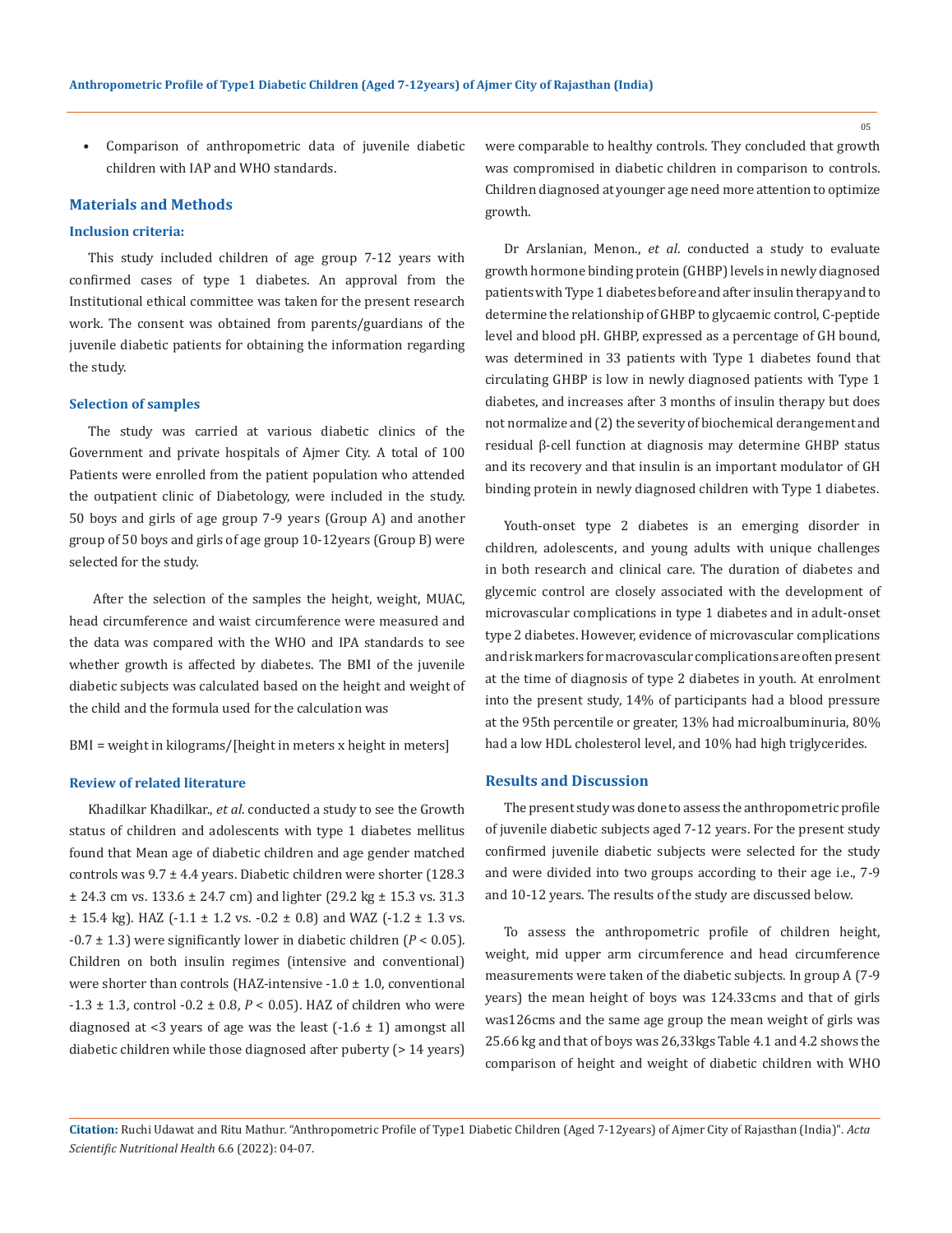- Comparison of anthropometric data of juvenile diabetic children with IAP and WHO standards.

## Materials and Methods

### Inclusion criteria:

This study included children of age group 7-12 years with confirmed cases of type 1 diabetes. An approval from the Institutional ethical committee was taken for the present research work. The consent was obtained from parents/guardians of the juvenile diabetic patients for obtaining the information regarding the study.

### Selection of samples

The study was carried at various diabetic clinics of the Government and private hospitals of Ajmer City. A total of 100 Patients were enrolled from the patient population who attended the outpatient clinic of Diabetology, were included in the study. 50 boys and girls of age group 7-9 years (Group A) and another group of 50 boys and girls of age group 10-12years (Group B) were selected for the study.

After the selection of the samples the height, weight, MUAC, head circumference and waist circumference were measured and the data was compared with the WHO and IPA standards to see whether growth is affected by diabetes. The BMI of the juvenile diabetic subjects was calculated based on the height and weight of the child and the formula used for the calculation was

BMI = weight in kilograms/[height in meters x height in meters]

### Review of related literature

Khadilkar Khadilkar., *et al*. conducted a study to see the Growth status of children and adolescents with type 1 diabetes mellitus found that Mean age of diabetic children and age gender matched controls was 9.7 ± 4.4 years. Diabetic children were shorter (128.3 ± 24.3 cm vs. 133.6 ± 24.7 cm) and lighter (29.2 kg ± 15.3 vs. 31.3 ± 15.4 kg). HAZ (-1.1 ± 1.2 vs. -0.2 ± 0.8) and WAZ (-1.2 ± 1.3 vs. -0.7 ± 1.3) were significantly lower in diabetic children ($P < 0.05$). Children on both insulin regimes (intensive and conventional) were shorter than controls (HAZ-intensive -1.0 ± 1.0, conventional -1.3 ± 1.3, control -0.2 ± 0.8, $P < 0.05$). HAZ of children who were diagnosed at <3 years of age was the least (-1.6 ± 1) amongst all diabetic children while those diagnosed after puberty (> 14 years) were comparable to healthy controls. They concluded that growth was compromised in diabetic children in comparison to controls. Children diagnosed at younger age need more attention to optimize growth.

Dr Arslanian, Menon., *et al*. conducted a study to evaluate growth hormone binding protein (GHBP) levels in newly diagnosed patients with Type 1 diabetes before and after insulin therapy and to determine the relationship of GHBP to glycaemic control, C-peptide level and blood pH. GHBP, expressed as a percentage of GH bound, was determined in 33 patients with Type 1 diabetes found that circulating GHBP is low in newly diagnosed patients with Type 1 diabetes, and increases after 3 months of insulin therapy but does not normalize and (2) the severity of biochemical derangement and residual β-cell function at diagnosis may determine GHBP status and its recovery and that insulin is an important modulator of GH binding protein in newly diagnosed children with Type 1 diabetes.

Youth-onset type 2 diabetes is an emerging disorder in children, adolescents, and young adults with unique challenges in both research and clinical care. The duration of diabetes and glycemic control are closely associated with the development of microvascular complications in type 1 diabetes and in adult-onset type 2 diabetes. However, evidence of microvascular complications and risk markers for macrovascular complications are often present at the time of diagnosis of type 2 diabetes in youth. At enrolment into the present study, 14% of participants had a blood pressure at the 95th percentile or greater, 13% had microalbuminuria, 80% had a low HDL cholesterol level, and 10% had high triglycerides.

## Results and Discussion

The present study was done to assess the anthropometric profile of juvenile diabetic subjects aged 7-12 years. For the present study confirmed juvenile diabetic subjects were selected for the study and were divided into two groups according to their age i.e., 7-9 and 10-12 years. The results of the study are discussed below.

To assess the anthropometric profile of children height, weight, mid upper arm circumference and head circumference measurements were taken of the diabetic subjects. In group A (7-9 years) the mean height of boys was 124.33cms and that of girls was126cms and the same age group the mean weight of girls was 25.66 kg and that of boys was 26,33kgs Table 4.1 and 4.2 shows the comparison of height and weight of diabetic children with WHO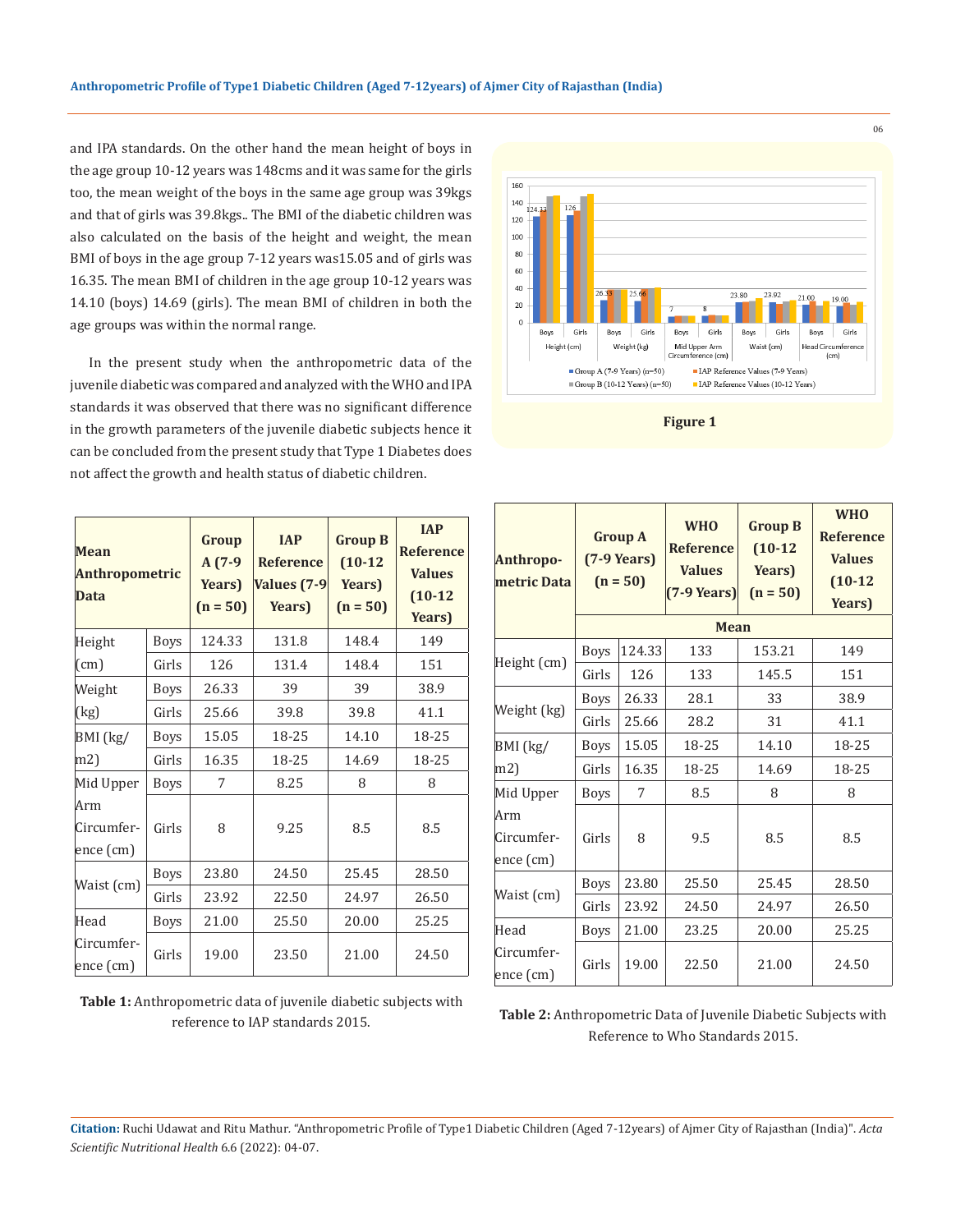and IPA standards. On the other hand the mean height of boys in the age group 10-12 years was 148cms and it was same for the girls too, the mean weight of the boys in the same age group was 39kgs and that of girls was 39.8kgs.. The BMI of the diabetic children was also calculated on the basis of the height and weight, the mean BMI of boys in the age group 7-12 years was15.05 and of girls was 16.35. The mean BMI of children in the age group 10-12 years was 14.10 (boys) 14.69 (girls). The mean BMI of children in both the age groups was within the normal range.

In the present study when the anthropometric data of the juvenile diabetic was compared and analyzed with the WHO and IPA standards it was observed that there was no significant difference in the growth parameters of the juvenile diabetic subjects hence it can be concluded from the present study that Type 1 Diabetes does not affect the growth and health status of diabetic children.

Figure 1

| Mean Anthropometric Data | | Group A (7-9 Years) (n = 50) | IAP Reference Values (7-9 Years) | Group B (10-12 Years) (n = 50) | IAP Reference Values (10-12 Years) |
|---|---|---|---|---|---|
| Height (cm) | Boys | 124.33 | 131.8 | 148.4 | 149 |
| | Girls | 126 | 131.4 | 148.4 | 151 |
| Weight (kg) | Boys | 26.33 | 39 | 39 | 38.9 |
| | Girls | 25.66 | 39.8 | 39.8 | 41.1 |
| BMI (kg/m2) | Boys | 15.05 | 18-25 | 14.10 | 18-25 |
| | Girls | 16.35 | 18-25 | 14.69 | 18-25 |
| Mid Upper Arm Circumference (cm) | Boys | 7 | 8.25 | 8 | 8 |
| | Girls | 8 | 9.25 | 8.5 | 8.5 |
| Waist (cm) | Boys | 23.80 | 24.50 | 25.45 | 28.50 |
| | Girls | 23.92 | 22.50 | 24.97 | 26.50 |
| Head Circumference (cm) | Boys | 21.00 | 25.50 | 20.00 | 25.25 |
| | Girls | 19.00 | 23.50 | 21.00 | 24.50 |

**Table 1:** Anthropometric data of juvenile diabetic subjects with reference to IAP standards 2015.

| Anthropometric Data | Group A (7-9 Years) (n = 50) | | WHO Reference Values (7-9 Years) | Group B (10-12 Years) (n = 50) | WHO Reference Values (10-12 Years) |
|---|---|---|---|---|---|
| | Mean | | | | |
| Height (cm) | Boys | 124.33 | 133 | 153.21 | 149 |
| | Girls | 126 | 133 | 145.5 | 151 |
| Weight (kg) | Boys | 26.33 | 28.1 | 33 | 38.9 |
| | Girls | 25.66 | 28.2 | 31 | 41.1 |
| BMI (kg/m2) | Boys | 15.05 | 18-25 | 14.10 | 18-25 |
| | Girls | 16.35 | 18-25 | 14.69 | 18-25 |
| Mid Upper Arm Circumference (cm) | Boys | 7 | 8.5 | 8 | 8 |
| | Girls | 8 | 9.5 | 8.5 | 8.5 |
| Waist (cm) | Boys | 23.80 | 25.50 | 25.45 | 28.50 |
| | Girls | 23.92 | 24.50 | 24.97 | 26.50 |
| Head Circumference (cm) | Boys | 21.00 | 23.25 | 20.00 | 25.25 |
| | Girls | 19.00 | 22.50 | 21.00 | 24.50 |

**Table 2:** Anthropometric Data of Juvenile Diabetic Subjects with Reference to Who Standards 2015.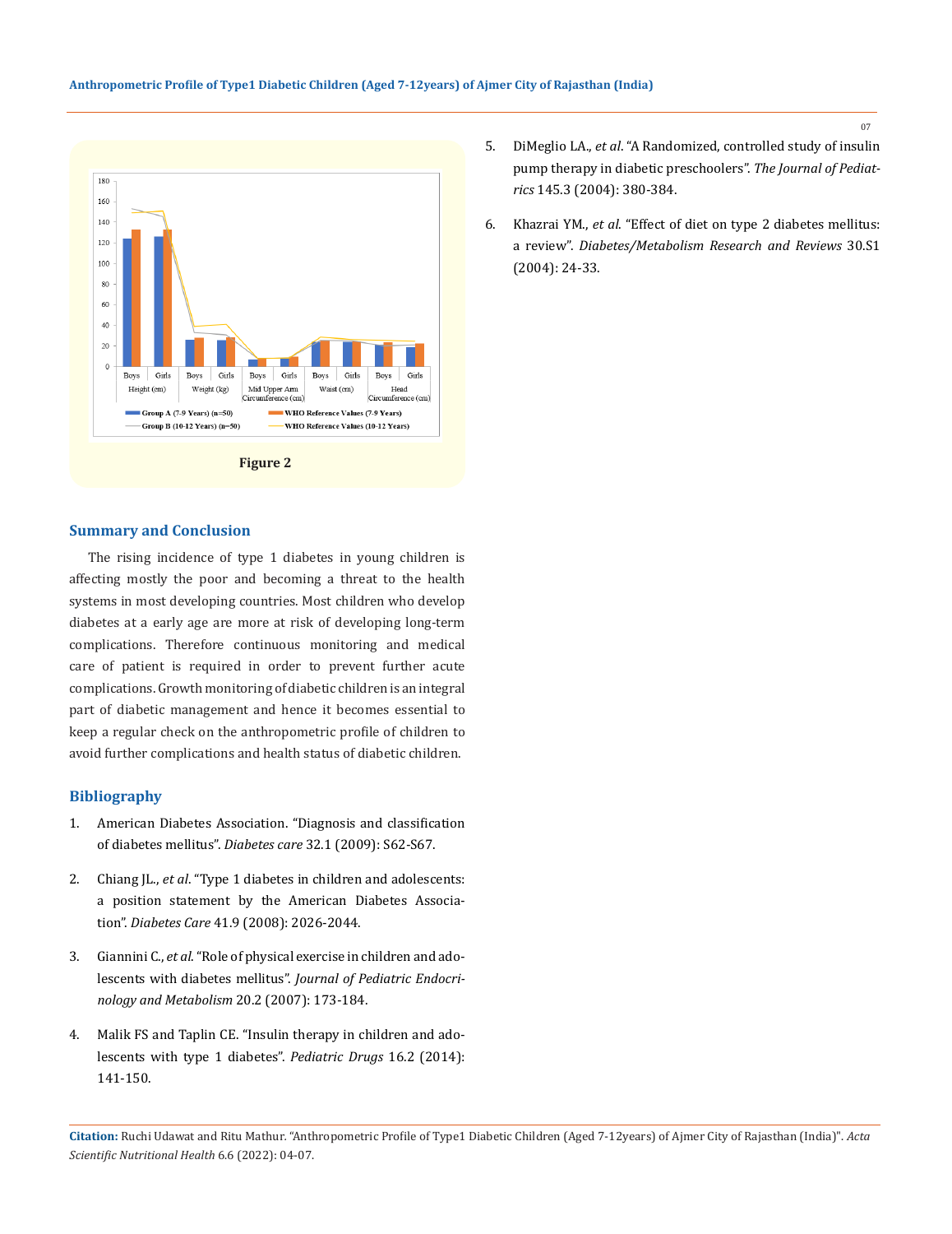180
160
140
120
100
80
60
40
20
0

Boys Girls Boys Girls Boys Girls Boys Girls Boys Girls

Height (cm) Weight (kg) Mid Upper Arm Circumference (cm) Waist (cm) Head Circumference (cm)

Group A (7-9 Years) (n=50)
WHO Reference Values (7-9 Years)
Group B (10-12 Years) (n=50)
WHO Reference Values (10-12 Years)

**Figure 2**

## Summary and Conclusion

The rising incidence of type 1 diabetes in young children is affecting mostly the poor and becoming a threat to the health systems in most developing countries. Most children who develop diabetes at a early age are more at risk of developing long-term complications. Therefore continuous monitoring and medical care of patient is required in order to prevent further acute complications. Growth monitoring of diabetic children is an integral part of diabetic management and hence it becomes essential to keep a regular check on the anthropometric profile of children to avoid further complications and health status of diabetic children.

## Bibliography

1. American Diabetes Association. "Diagnosis and classification of diabetes mellitus". *Diabetes care* 32.1 (2009): S62-S67.
2. Chiang JL., *et al*. "Type 1 diabetes in children and adolescents: a position statement by the American Diabetes Association". *Diabetes Care* 41.9 (2008): 2026-2044.
3. Giannini C., *et al*. "Role of physical exercise in children and adolescents with diabetes mellitus". *Journal of Pediatric Endocrinology and Metabolism* 20.2 (2007): 173-184.
4. Malik FS and Taplin CE. "Insulin therapy in children and adolescents with type 1 diabetes". *Pediatric Drugs* 16.2 (2014): 141-150.
5. DiMeglio LA., *et al*. "A Randomized, controlled study of insulin pump therapy in diabetic preschoolers". *The Journal of Pediatrics* 145.3 (2004): 380-384.
6. Khazrai YM., *et al*. "Effect of diet on type 2 diabetes mellitus: a review". *Diabetes/Metabolism Research and Reviews* 30.S1 (2004): 24-33.